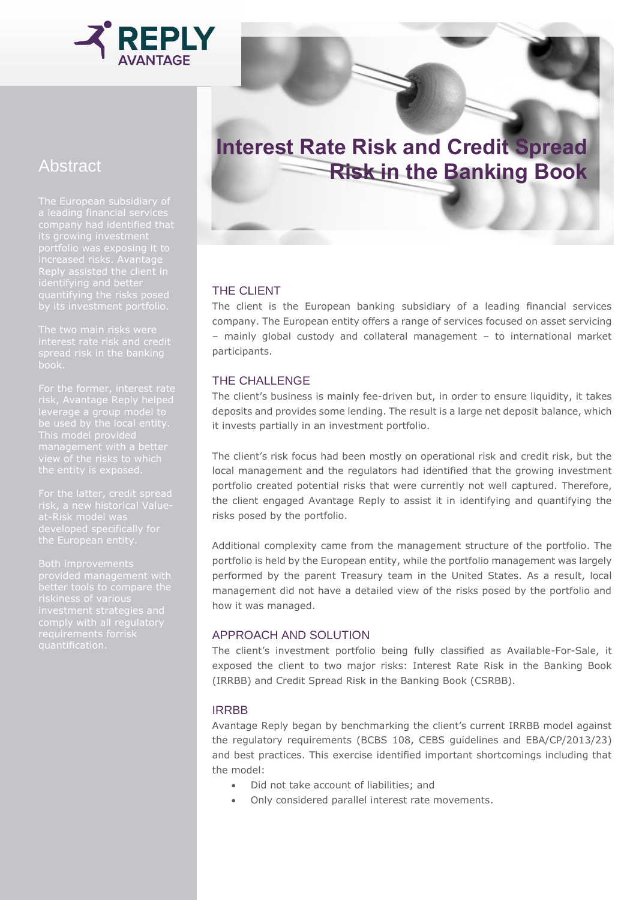# Interest Rate Risk and Credit Spread Risk in the Banking Book

## Abstract

The European subsidiary of a leading financial services company had identified that its growing investment portfolio was exposing it to increased risks. Avantage Reply assisted the client in identifying and better quantifying the risks posed by its investment portfolio.

The two main risks were interest rate risk and credit spread risk in the banking book.

For the former, interest rate risk, Avantage Reply helped leverage a group model to be used by the local entity. This model provided management with a better view of the risks to which the entity is exposed.

For the latter, credit spread risk, a new historical Value-at-Risk model was developed specifically for the European entity.

Both improvements provided management with better tools to compare the riskiness of various investment strategies and comply with all regulatory requirements forrisk quantification.

## THE CLIENT

The client is the European banking subsidiary of a leading financial services company. The European entity offers a range of services focused on asset servicing – mainly global custody and collateral management – to international market participants.

## THE CHALLENGE

The client's business is mainly fee-driven but, in order to ensure liquidity, it takes deposits and provides some lending. The result is a large net deposit balance, which it invests partially in an investment portfolio.

The client's risk focus had been mostly on operational risk and credit risk, but the local management and the regulators had identified that the growing investment portfolio created potential risks that were currently not well captured. Therefore, the client engaged Avantage Reply to assist it in identifying and quantifying the risks posed by the portfolio.

Additional complexity came from the management structure of the portfolio. The portfolio is held by the European entity, while the portfolio management was largely performed by the parent Treasury team in the United States. As a result, local management did not have a detailed view of the risks posed by the portfolio and how it was managed.

## APPROACH AND SOLUTION

The client's investment portfolio being fully classified as Available-For-Sale, it exposed the client to two major risks: Interest Rate Risk in the Banking Book (IRRBB) and Credit Spread Risk in the Banking Book (CSRBB).

## IRRBB

Avantage Reply began by benchmarking the client's current IRRBB model against the regulatory requirements (BCBS 108, CEBS guidelines and EBA/CP/2013/23) and best practices. This exercise identified important shortcomings including that the model:

- Did not take account of liabilities; and
- Only considered parallel interest rate movements.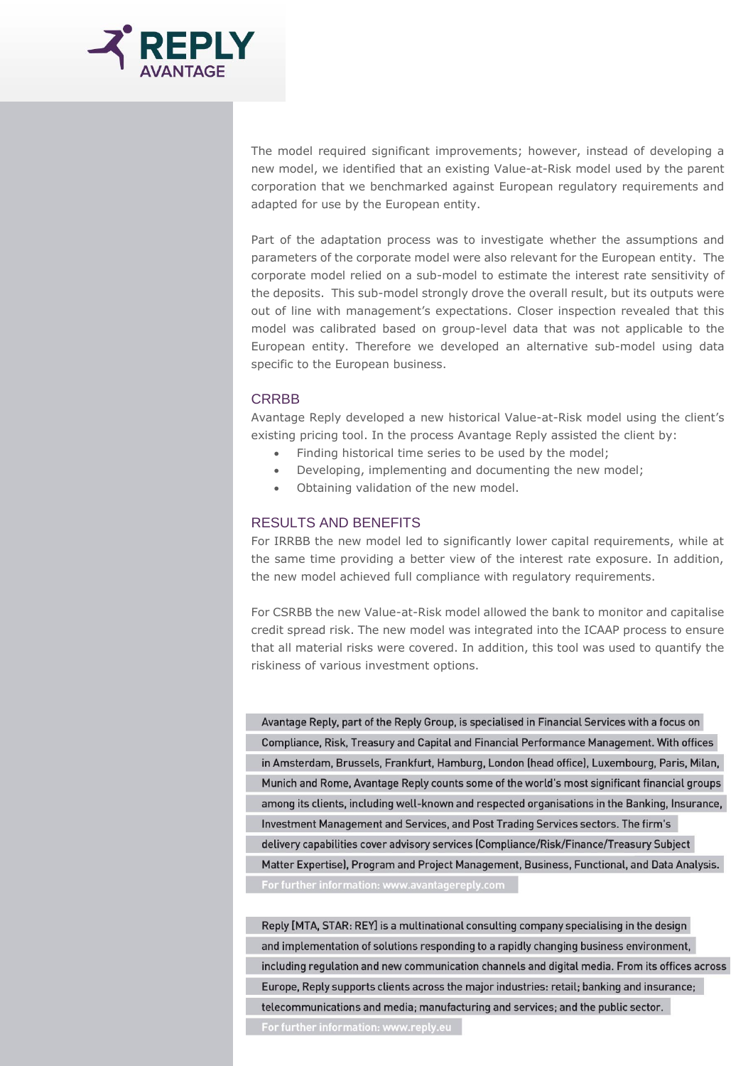The model required significant improvements; however, instead of developing a new model, we identified that an existing Value-at-Risk model used by the parent corporation that we benchmarked against European regulatory requirements and adapted for use by the European entity.

Part of the adaptation process was to investigate whether the assumptions and parameters of the corporate model were also relevant for the European entity. The corporate model relied on a sub-model to estimate the interest rate sensitivity of the deposits. This sub-model strongly drove the overall result, but its outputs were out of line with management's expectations. Closer inspection revealed that this model was calibrated based on group-level data that was not applicable to the European entity. Therefore we developed an alternative sub-model using data specific to the European business.

## CRRBB

Avantage Reply developed a new historical Value-at-Risk model using the client's existing pricing tool. In the process Avantage Reply assisted the client by:

- Finding historical time series to be used by the model;
- Developing, implementing and documenting the new model;
- Obtaining validation of the new model.

## RESULTS AND BENEFITS

For IRRBB the new model led to significantly lower capital requirements, while at the same time providing a better view of the interest rate exposure. In addition, the new model achieved full compliance with regulatory requirements.

For CSRBB the new Value-at-Risk model allowed the bank to monitor and capitalise credit spread risk. The new model was integrated into the ICAAP process to ensure that all material risks were covered. In addition, this tool was used to quantify the riskiness of various investment options.

Avantage Reply, part of the Reply Group, is specialised in Financial Services with a focus on Compliance, Risk, Treasury and Capital and Financial Performance Management. With offices in Amsterdam, Brussels, Frankfurt, Hamburg, London (head office), Luxembourg, Paris, Milan, Munich and Rome, Avantage Reply counts some of the world's most significant financial groups among its clients, including well-known and respected organisations in the Banking, Insurance, Investment Management and Services, and Post Trading Services sectors. The firm's delivery capabilities cover advisory services (Compliance/Risk/Finance/Treasury Subject Matter Expertise), Program and Project Management, Business, Functional, and Data Analysis.
For further information: www.avantagereply.com

Reply [MTA, STAR: REY] is a multinational consulting company specialising in the design and implementation of solutions responding to a rapidly changing business environment, including regulation and new communication channels and digital media. From its offices across Europe, Reply supports clients across the major industries: retail; banking and insurance; telecommunications and media; manufacturing and services; and the public sector.
For further information: www.reply.eu